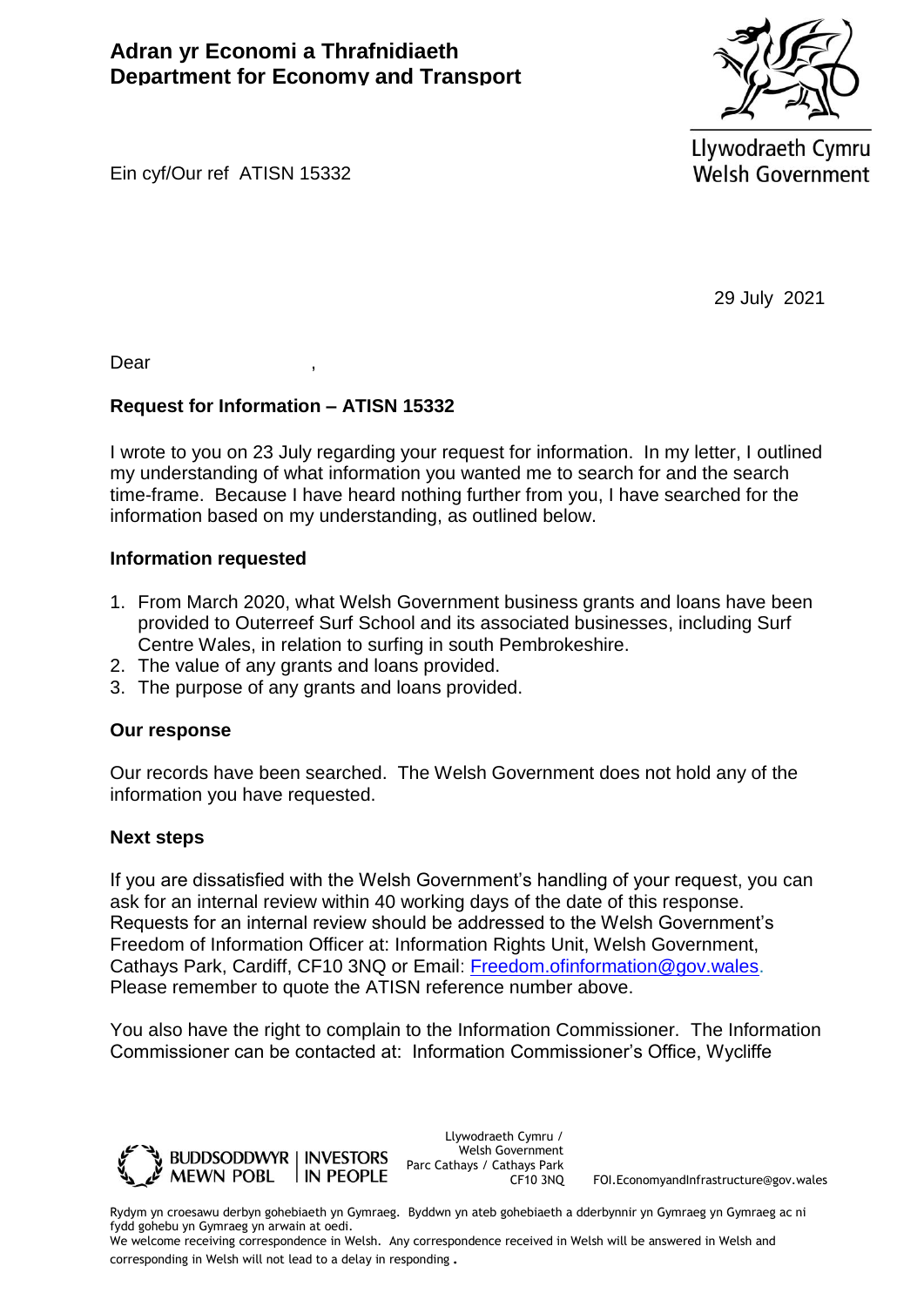# Adran yr Economi a Thrafnidiaeth
# Department for Economy and Transport

Llywodraeth Cymru
Welsh Government

Ein cyf/Our ref ATISN 15332

29 July 2021

Dear ,

**Request for Information – ATISN 15332**

I wrote to you on 23 July regarding your request for information. In my letter, I outlined my understanding of what information you wanted me to search for and the search time-frame. Because I have heard nothing further from you, I have searched for the information based on my understanding, as outlined below.

**Information requested**

1. From March 2020, what Welsh Government business grants and loans have been provided to Outerreef Surf School and its associated businesses, including Surf Centre Wales, in relation to surfing in south Pembrokeshire.
2. The value of any grants and loans provided.
3. The purpose of any grants and loans provided.

**Our response**

Our records have been searched. The Welsh Government does not hold any of the information you have requested.

**Next steps**

If you are dissatisfied with the Welsh Government's handling of your request, you can ask for an internal review within 40 working days of the date of this response. Requests for an internal review should be addressed to the Welsh Government's Freedom of Information Officer at: Information Rights Unit, Welsh Government, Cathays Park, Cardiff, CF10 3NQ or Email: Freedom.ofinformation@gov.wales. Please remember to quote the ATISN reference number above.

You also have the right to complain to the Information Commissioner. The Information Commissioner can be contacted at: Information Commissioner's Office, Wycliffe

BUDDSODDWYR MEWN POBL | INVESTORS IN PEOPLE

Llywodraeth Cymru / Welsh Government
Parc Cathays / Cathays Park
CF10 3NQ

FOI.EconomyandInfrastructure@gov.wales

Rydym yn croesawu derbyn gohebiaeth yn Gymraeg. Byddwn yn ateb gohebiaeth a dderbynnir yn Gymraeg yn Gymraeg ac ni fydd gohebu yn Gymraeg yn arwain at oedi.
We welcome receiving correspondence in Welsh. Any correspondence received in Welsh will be answered in Welsh and corresponding in Welsh will not lead to a delay in responding.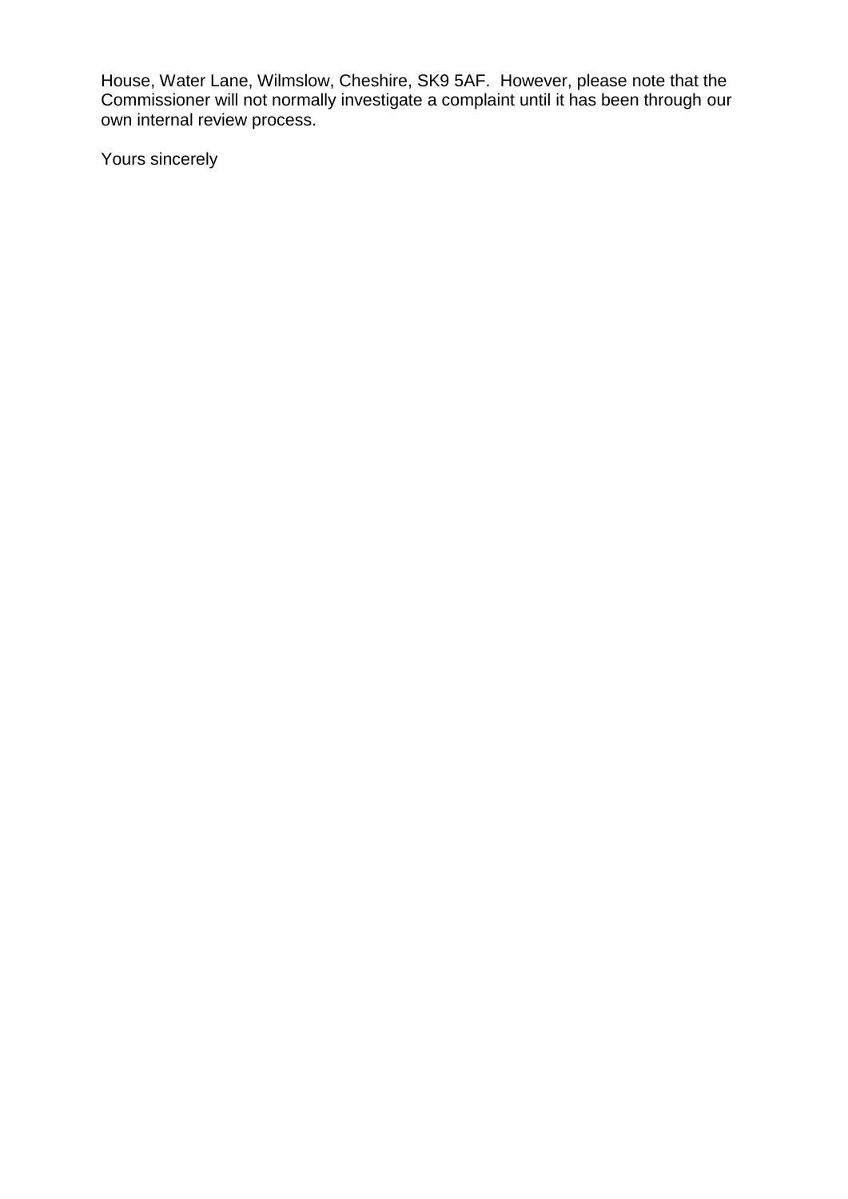House, Water Lane, Wilmslow, Cheshire, SK9 5AF. However, please note that the Commissioner will not normally investigate a complaint until it has been through our own internal review process.

Yours sincerely